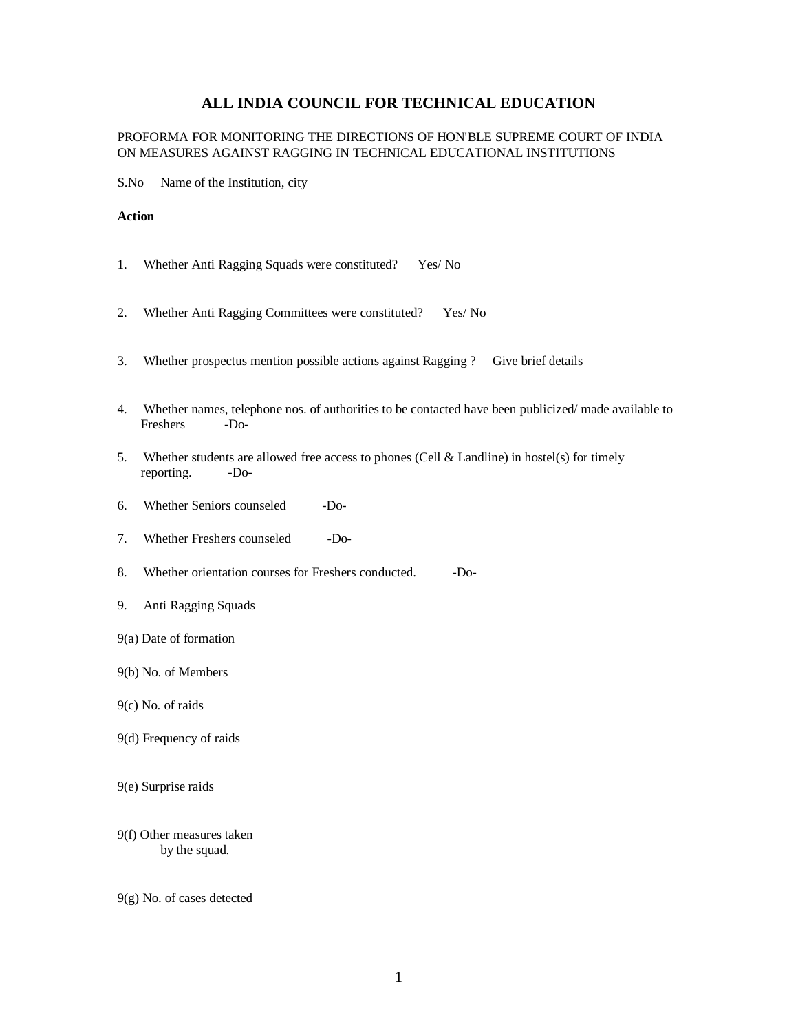# ALL INDIA COUNCIL FOR TECHNICAL EDUCATION

PROFORMA FOR MONITORING THE DIRECTIONS OF HON'BLE SUPREME COURT OF INDIA ON MEASURES AGAINST RAGGING IN TECHNICAL EDUCATIONAL INSTITUTIONS

S.No Name of the Institution, city

**Action**

1. Whether Anti Ragging Squads were constituted? Yes/ No

2. Whether Anti Ragging Committees were constituted? Yes/ No

3. Whether prospectus mention possible actions against Ragging ? Give brief details

4. Whether names, telephone nos. of authorities to be contacted have been publicized/ made available to Freshers -Do-

5. Whether students are allowed free access to phones (Cell & Landline) in hostel(s) for timely reporting. -Do-

6. Whether Seniors counseled -Do-

7. Whether Freshers counseled -Do-

8. Whether orientation courses for Freshers conducted. -Do-

9. Anti Ragging Squads

9(a) Date of formation

9(b) No. of Members

9(c) No. of raids

9(d) Frequency of raids

9(e) Surprise raids

9(f) Other measures taken by the squad.

9(g) No. of cases detected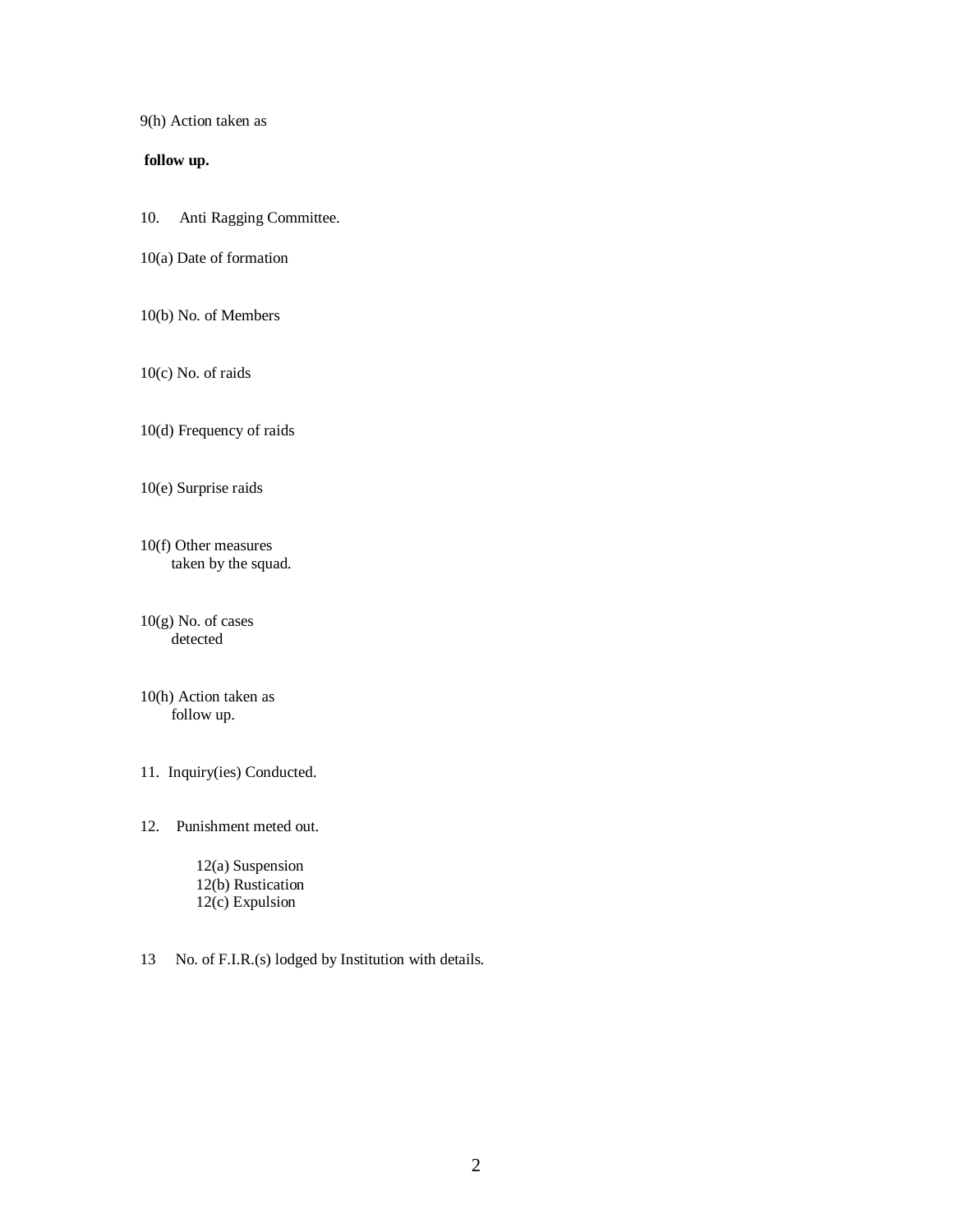9(h) Action taken as

**follow up.**

10. Anti Ragging Committee.

10(a) Date of formation

10(b) No. of Members

10(c) No. of raids

10(d) Frequency of raids

10(e) Surprise raids

10(f) Other measures taken by the squad.

10(g) No. of cases detected

10(h) Action taken as follow up.

11. Inquiry(ies) Conducted.

12. Punishment meted out.

12(a) Suspension
12(b) Rustication
12(c) Expulsion

13 No. of F.I.R.(s) lodged by Institution with details.